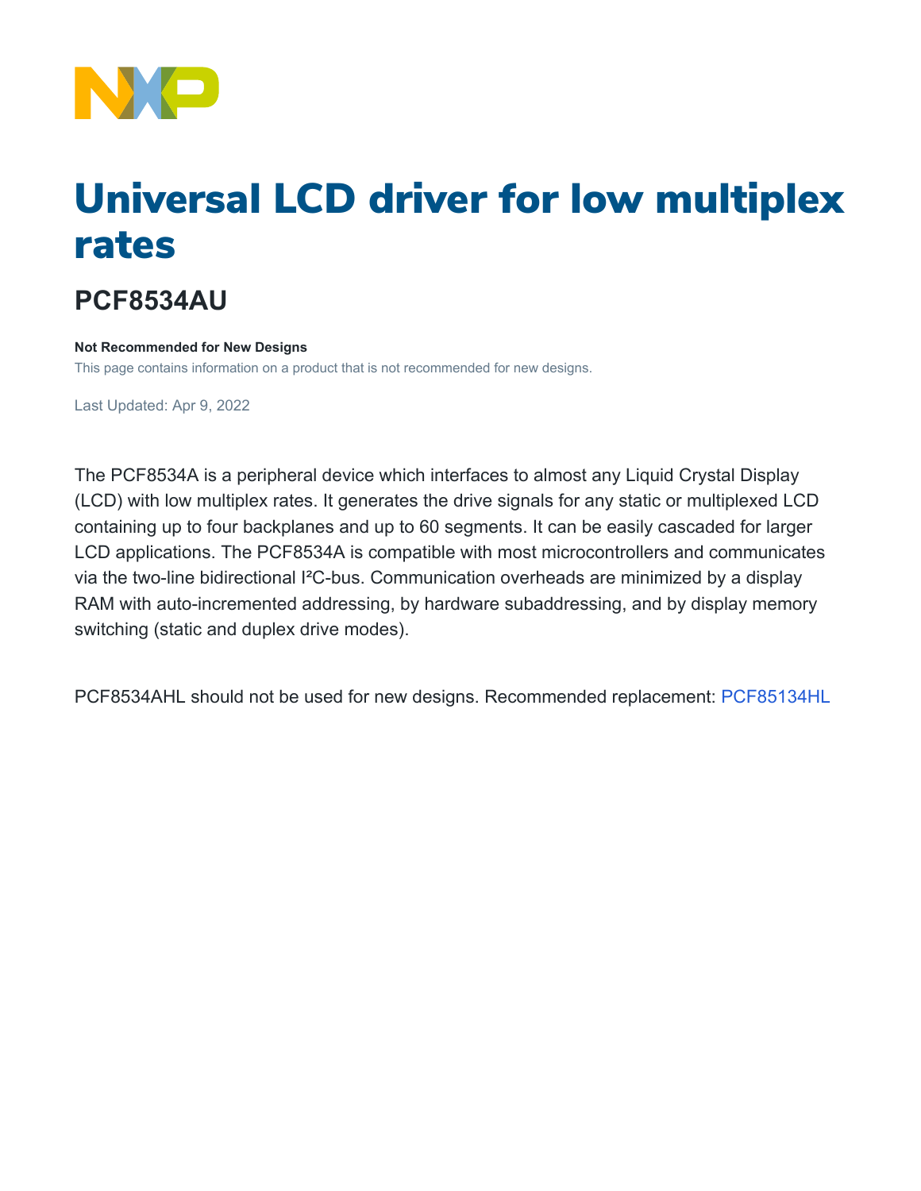# Universal LCD driver for low multiplex rates

## PCF8534AU

**Not Recommended for New Designs**

This page contains information on a product that is not recommended for new designs.

Last Updated: Apr 9, 2022

The PCF8534A is a peripheral device which interfaces to almost any Liquid Crystal Display (LCD) with low multiplex rates. It generates the drive signals for any static or multiplexed LCD containing up to four backplanes and up to 60 segments. It can be easily cascaded for larger LCD applications. The PCF8534A is compatible with most microcontrollers and communicates via the two-line bidirectional I²C-bus. Communication overheads are minimized by a display RAM with auto-incremented addressing, by hardware subaddressing, and by display memory switching (static and duplex drive modes).

PCF8534AHL should not be used for new designs. Recommended replacement: PCF85134HL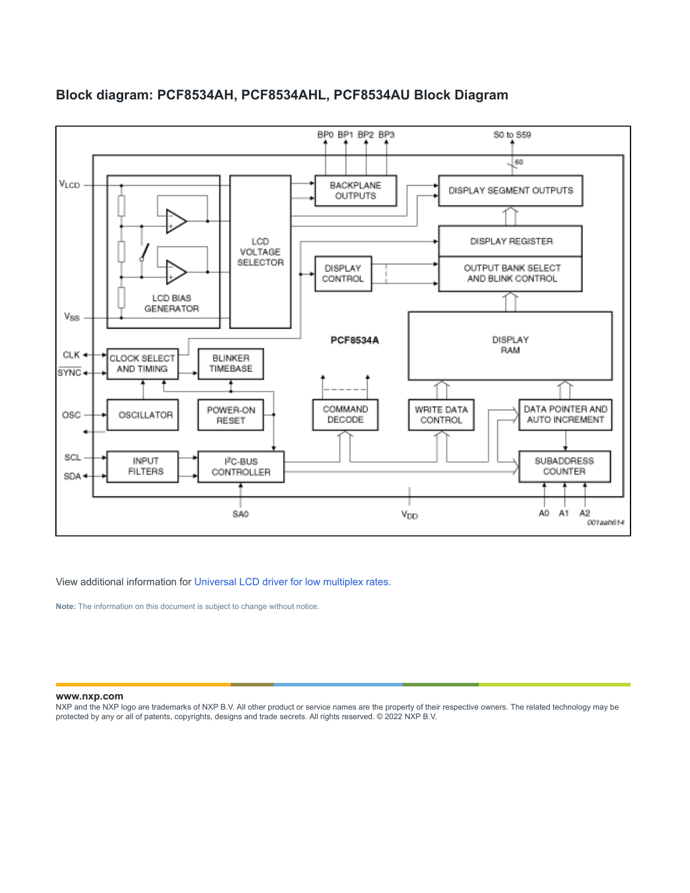## Block diagram: PCF8534AH, PCF8534AHL, PCF8534AU Block Diagram

BP0 BP1 BP2 BP3

S0 to S59

60

$V_{LCD}$

$V_{SS}$

LCD BIAS GENERATOR

LCD VOLTAGE SELECTOR

BACKPLANE OUTPUTS

DISPLAY SEGMENT OUTPUTS

DISPLAY REGISTER

DISPLAY CONTROL

OUTPUT BANK SELECT AND BLINK CONTROL

PCF8534A

DISPLAY RAM

CLK

SYNC

CLOCK SELECT AND TIMING

BLINKER TIMEBASE

OSC

OSCILLATOR

POWER-ON RESET

COMMAND DECODE

WRITE DATA CONTROL

DATA POINTER AND AUTO INCREMENT

SCL

SDA

INPUT FILTERS

I²C-BUS CONTROLLER

SUBADDRESS COUNTER

SA0

$V_{DD}$

A0 A1 A2

001aah614

View additional information for Universal LCD driver for low multiplex rates.

**Note:** The information on this document is subject to change without notice.